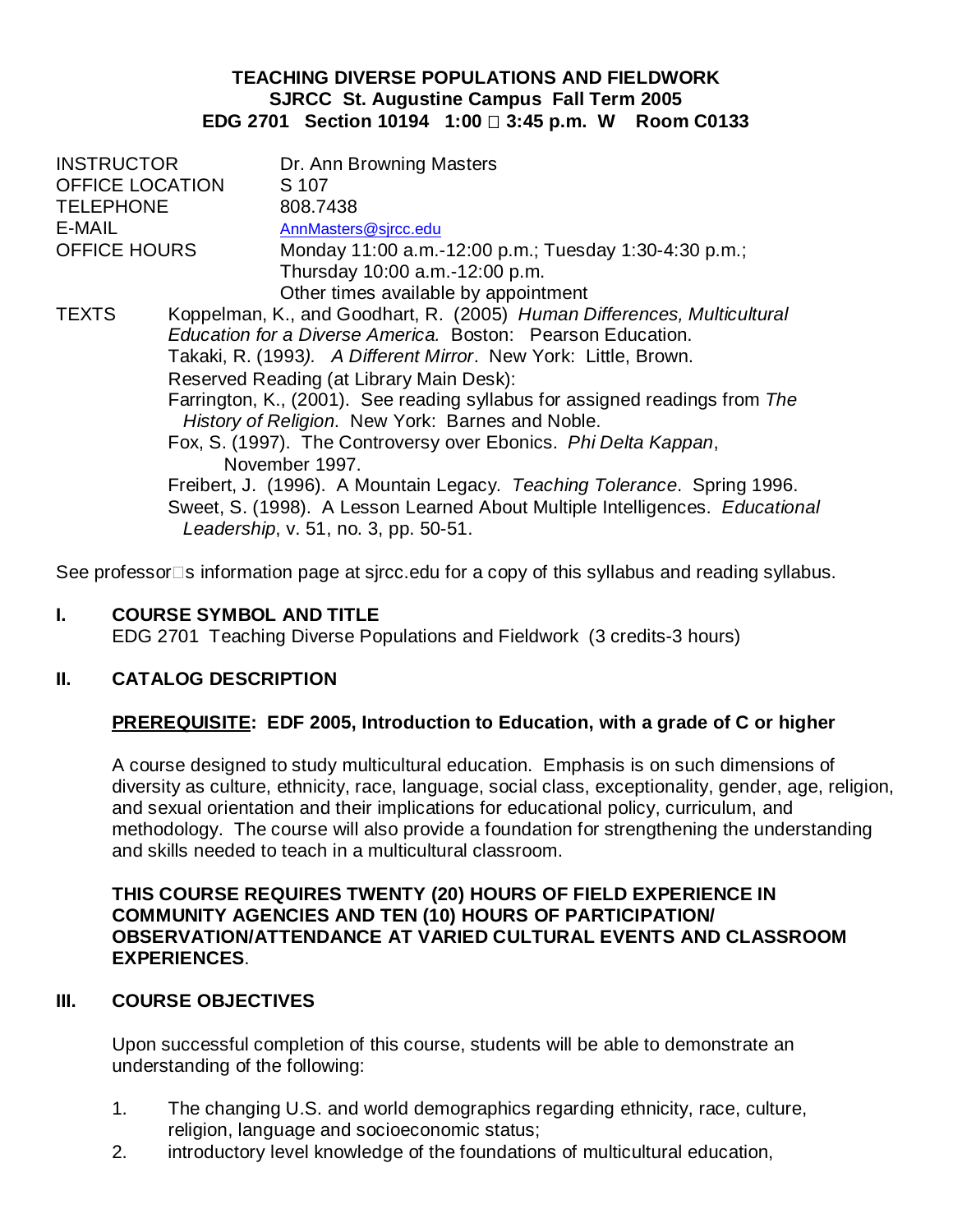**TEACHING DIVERSE POPULATIONS AND FIELDWORK**
**SJRCC St. Augustine Campus Fall Term 2005**
**EDG 2701 Section 10194 1:00 – 3:45 p.m. W Room C0133**

INSTRUCTOR Dr. Ann Browning Masters
OFFICE LOCATION S 107
TELEPHONE 808.7438
E-MAIL AnnMasters@sjrcc.edu
OFFICE HOURS Monday 11:00 a.m.-12:00 p.m.; Tuesday 1:30-4:30 p.m.; Thursday 10:00 a.m.-12:00 p.m.
Other times available by appointment

TEXTS Koppelman, K., and Goodhart, R. (2005) *Human Differences, Multicultural Education for a Diverse America.* Boston: Pearson Education.
Takaki, R. (1993). *A Different Mirror*. New York: Little, Brown.
Reserved Reading (at Library Main Desk):
Farrington, K., (2001). See reading syllabus for assigned readings from *The History of Religion*. New York: Barnes and Noble.
Fox, S. (1997). The Controversy over Ebonics. *Phi Delta Kappan*, November 1997.
Freibert, J. (1996). A Mountain Legacy. *Teaching Tolerance*. Spring 1996.
Sweet, S. (1998). A Lesson Learned About Multiple Intelligences. *Educational Leadership*, v. 51, no. 3, pp. 50-51.

See professor's information page at sjrcc.edu for a copy of this syllabus and reading syllabus.

## I. COURSE SYMBOL AND TITLE

EDG 2701 Teaching Diverse Populations and Fieldwork (3 credits-3 hours)

## II. CATALOG DESCRIPTION

**PREREQUISITE: EDF 2005, Introduction to Education, with a grade of C or higher**

A course designed to study multicultural education. Emphasis is on such dimensions of diversity as culture, ethnicity, race, language, social class, exceptionality, gender, age, religion, and sexual orientation and their implications for educational policy, curriculum, and methodology. The course will also provide a foundation for strengthening the understanding and skills needed to teach in a multicultural classroom.

**THIS COURSE REQUIRES TWENTY (20) HOURS OF FIELD EXPERIENCE IN COMMUNITY AGENCIES AND TEN (10) HOURS OF PARTICIPATION/ OBSERVATION/ATTENDANCE AT VARIED CULTURAL EVENTS AND CLASSROOM EXPERIENCES**.

## III. COURSE OBJECTIVES

Upon successful completion of this course, students will be able to demonstrate an understanding of the following:

1. The changing U.S. and world demographics regarding ethnicity, race, culture, religion, language and socioeconomic status;
2. introductory level knowledge of the foundations of multicultural education,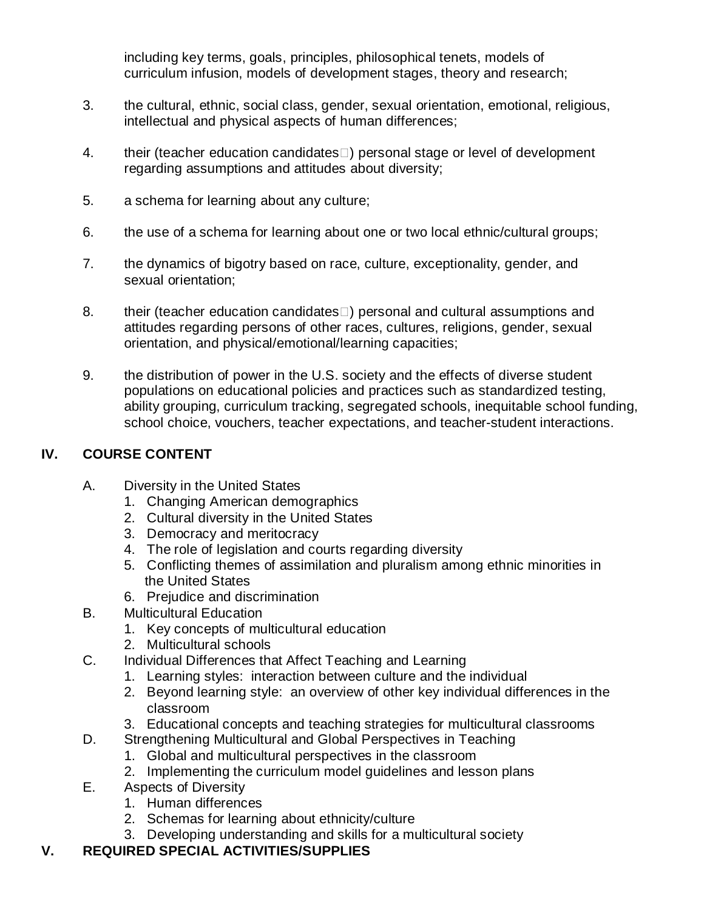including key terms, goals, principles, philosophical tenets, models of curriculum infusion, models of development stages, theory and research;

3. the cultural, ethnic, social class, gender, sexual orientation, emotional, religious, intellectual and physical aspects of human differences;

4. their (teacher education candidates) personal stage or level of development regarding assumptions and attitudes about diversity;

5. a schema for learning about any culture;

6. the use of a schema for learning about one or two local ethnic/cultural groups;

7. the dynamics of bigotry based on race, culture, exceptionality, gender, and sexual orientation;

8. their (teacher education candidates) personal and cultural assumptions and attitudes regarding persons of other races, cultures, religions, gender, sexual orientation, and physical/emotional/learning capacities;

9. the distribution of power in the U.S. society and the effects of diverse student populations on educational policies and practices such as standardized testing, ability grouping, curriculum tracking, segregated schools, inequitable school funding, school choice, vouchers, teacher expectations, and teacher-student interactions.

## IV. COURSE CONTENT

A. Diversity in the United States
   1. Changing American demographics
   2. Cultural diversity in the United States
   3. Democracy and meritocracy
   4. The role of legislation and courts regarding diversity
   5. Conflicting themes of assimilation and pluralism among ethnic minorities in the United States
   6. Prejudice and discrimination

B. Multicultural Education
   1. Key concepts of multicultural education
   2. Multicultural schools

C. Individual Differences that Affect Teaching and Learning
   1. Learning styles: interaction between culture and the individual
   2. Beyond learning style: an overview of other key individual differences in the classroom
   3. Educational concepts and teaching strategies for multicultural classrooms

D. Strengthening Multicultural and Global Perspectives in Teaching
   1. Global and multicultural perspectives in the classroom
   2. Implementing the curriculum model guidelines and lesson plans

E. Aspects of Diversity
   1. Human differences
   2. Schemas for learning about ethnicity/culture
   3. Developing understanding and skills for a multicultural society

## V. REQUIRED SPECIAL ACTIVITIES/SUPPLIES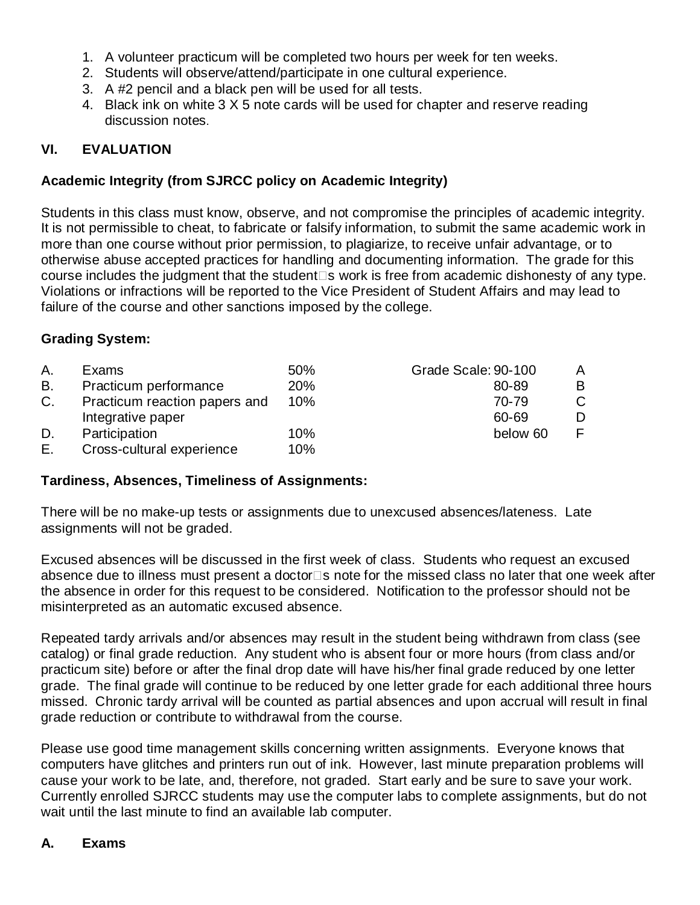1. A volunteer practicum will be completed two hours per week for ten weeks.
2. Students will observe/attend/participate in one cultural experience.
3. A #2 pencil and a black pen will be used for all tests.
4. Black ink on white 3 X 5 note cards will be used for chapter and reserve reading discussion notes.

## VI. EVALUATION

**Academic Integrity (from SJRCC policy on Academic Integrity)**

Students in this class must know, observe, and not compromise the principles of academic integrity. It is not permissible to cheat, to fabricate or falsify information, to submit the same academic work in more than one course without prior permission, to plagiarize, to receive unfair advantage, or to otherwise abuse accepted practices for handling and documenting information. The grade for this course includes the judgment that the student□s work is free from academic dishonesty of any type. Violations or infractions will be reported to the Vice President of Student Affairs and may lead to failure of the course and other sanctions imposed by the college.

**Grading System:**

| | | | Grade Scale: | |
|---|---|---|---|---|
| A. | Exams | 50% | 90-100 | A |
| B. | Practicum performance | 20% | 80-89 | B |
| C. | Practicum reaction papers and Integrative paper | 10% | 70-79 | C |
| | | | 60-69 | D |
| D. | Participation | 10% | below 60 | F |
| E. | Cross-cultural experience | 10% | | |

**Tardiness, Absences, Timeliness of Assignments:**

There will be no make-up tests or assignments due to unexcused absences/lateness. Late assignments will not be graded.

Excused absences will be discussed in the first week of class. Students who request an excused absence due to illness must present a doctor□s note for the missed class no later that one week after the absence in order for this request to be considered. Notification to the professor should not be misinterpreted as an automatic excused absence.

Repeated tardy arrivals and/or absences may result in the student being withdrawn from class (see catalog) or final grade reduction. Any student who is absent four or more hours (from class and/or practicum site) before or after the final drop date will have his/her final grade reduced by one letter grade. The final grade will continue to be reduced by one letter grade for each additional three hours missed. Chronic tardy arrival will be counted as partial absences and upon accrual will result in final grade reduction or contribute to withdrawal from the course.

Please use good time management skills concerning written assignments. Everyone knows that computers have glitches and printers run out of ink. However, last minute preparation problems will cause your work to be late, and, therefore, not graded. Start early and be sure to save your work. Currently enrolled SJRCC students may use the computer labs to complete assignments, but do not wait until the last minute to find an available lab computer.

### A. Exams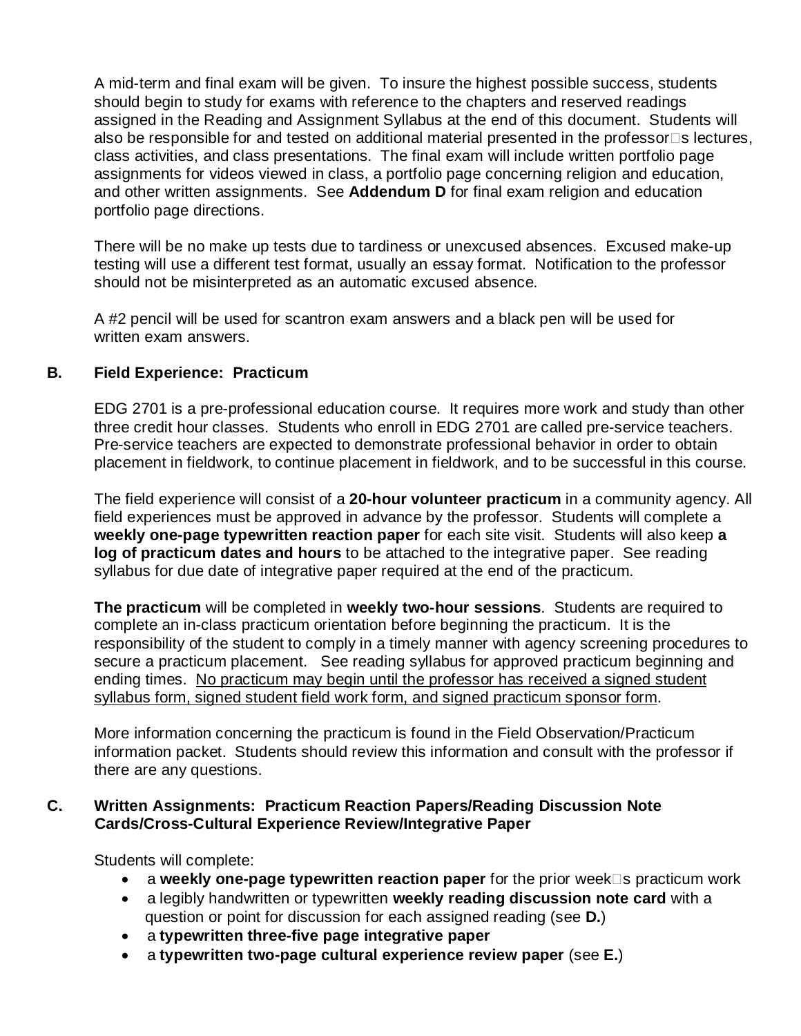A mid-term and final exam will be given. To insure the highest possible success, students should begin to study for exams with reference to the chapters and reserved readings assigned in the Reading and Assignment Syllabus at the end of this document. Students will also be responsible for and tested on additional material presented in the professor's lectures, class activities, and class presentations. The final exam will include written portfolio page assignments for videos viewed in class, a portfolio page concerning religion and education, and other written assignments. See **Addendum D** for final exam religion and education portfolio page directions.

There will be no make up tests due to tardiness or unexcused absences. Excused make-up testing will use a different test format, usually an essay format. Notification to the professor should not be misinterpreted as an automatic excused absence.

A #2 pencil will be used for scantron exam answers and a black pen will be used for written exam answers.

### B. Field Experience: Practicum

EDG 2701 is a pre-professional education course. It requires more work and study than other three credit hour classes. Students who enroll in EDG 2701 are called pre-service teachers. Pre-service teachers are expected to demonstrate professional behavior in order to obtain placement in fieldwork, to continue placement in fieldwork, and to be successful in this course.

The field experience will consist of a **20-hour volunteer practicum** in a community agency. All field experiences must be approved in advance by the professor. Students will complete a **weekly one-page typewritten reaction paper** for each site visit. Students will also keep **a log of practicum dates and hours** to be attached to the integrative paper. See reading syllabus for due date of integrative paper required at the end of the practicum.

**The practicum** will be completed in **weekly two-hour sessions**. Students are required to complete an in-class practicum orientation before beginning the practicum. It is the responsibility of the student to comply in a timely manner with agency screening procedures to secure a practicum placement. See reading syllabus for approved practicum beginning and ending times. <u>No practicum may begin until the professor has received a signed student syllabus form, signed student field work form, and signed practicum sponsor form</u>.

More information concerning the practicum is found in the Field Observation/Practicum information packet. Students should review this information and consult with the professor if there are any questions.

### C. Written Assignments: Practicum Reaction Papers/Reading Discussion Note Cards/Cross-Cultural Experience Review/Integrative Paper

Students will complete:

- a **weekly one-page typewritten reaction paper** for the prior week's practicum work
- a legibly handwritten or typewritten **weekly reading discussion note card** with a question or point for discussion for each assigned reading (see **D.**)
- a **typewritten three-five page integrative paper**
- a **typewritten two-page cultural experience review paper** (see **E.**)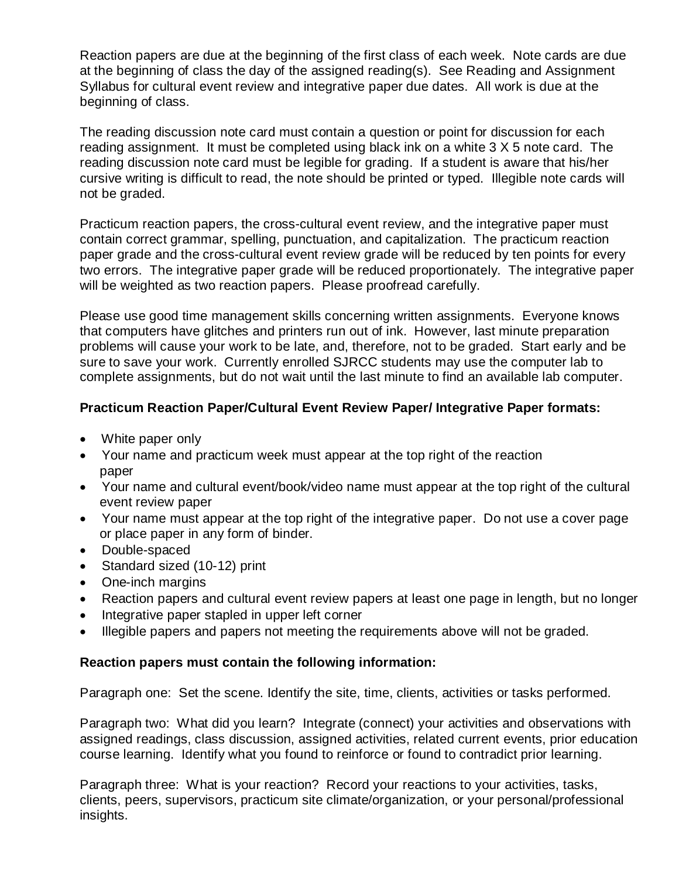Reaction papers are due at the beginning of the first class of each week. Note cards are due at the beginning of class the day of the assigned reading(s). See Reading and Assignment Syllabus for cultural event review and integrative paper due dates. All work is due at the beginning of class.

The reading discussion note card must contain a question or point for discussion for each reading assignment. It must be completed using black ink on a white 3 X 5 note card. The reading discussion note card must be legible for grading. If a student is aware that his/her cursive writing is difficult to read, the note should be printed or typed. Illegible note cards will not be graded.

Practicum reaction papers, the cross-cultural event review, and the integrative paper must contain correct grammar, spelling, punctuation, and capitalization. The practicum reaction paper grade and the cross-cultural event review grade will be reduced by ten points for every two errors. The integrative paper grade will be reduced proportionately. The integrative paper will be weighted as two reaction papers. Please proofread carefully.

Please use good time management skills concerning written assignments. Everyone knows that computers have glitches and printers run out of ink. However, last minute preparation problems will cause your work to be late, and, therefore, not to be graded. Start early and be sure to save your work. Currently enrolled SJRCC students may use the computer lab to complete assignments, but do not wait until the last minute to find an available lab computer.

**Practicum Reaction Paper/Cultural Event Review Paper/ Integrative Paper formats:**

- White paper only
- Your name and practicum week must appear at the top right of the reaction paper
- Your name and cultural event/book/video name must appear at the top right of the cultural event review paper
- Your name must appear at the top right of the integrative paper. Do not use a cover page or place paper in any form of binder.
- Double-spaced
- Standard sized (10-12) print
- One-inch margins
- Reaction papers and cultural event review papers at least one page in length, but no longer
- Integrative paper stapled in upper left corner
- Illegible papers and papers not meeting the requirements above will not be graded.

**Reaction papers must contain the following information:**

Paragraph one: Set the scene. Identify the site, time, clients, activities or tasks performed.

Paragraph two: What did you learn? Integrate (connect) your activities and observations with assigned readings, class discussion, assigned activities, related current events, prior education course learning. Identify what you found to reinforce or found to contradict prior learning.

Paragraph three: What is your reaction? Record your reactions to your activities, tasks, clients, peers, supervisors, practicum site climate/organization, or your personal/professional insights.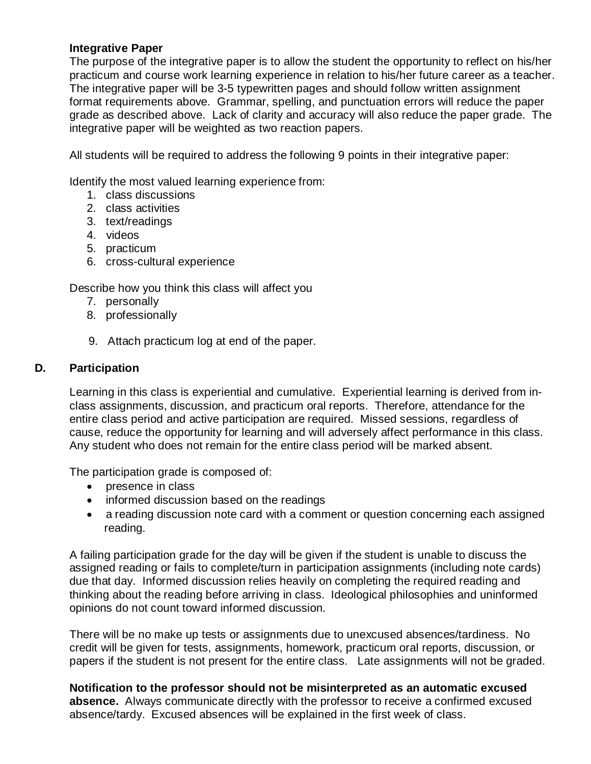**Integrative Paper**

The purpose of the integrative paper is to allow the student the opportunity to reflect on his/her practicum and course work learning experience in relation to his/her future career as a teacher. The integrative paper will be 3-5 typewritten pages and should follow written assignment format requirements above. Grammar, spelling, and punctuation errors will reduce the paper grade as described above. Lack of clarity and accuracy will also reduce the paper grade. The integrative paper will be weighted as two reaction papers.

All students will be required to address the following 9 points in their integrative paper:

Identify the most valued learning experience from:

1. class discussions
2. class activities
3. text/readings
4. videos
5. practicum
6. cross-cultural experience

Describe how you think this class will affect you

7. personally
8. professionally

9. Attach practicum log at end of the paper.

## D. Participation

Learning in this class is experiential and cumulative. Experiential learning is derived from in-class assignments, discussion, and practicum oral reports. Therefore, attendance for the entire class period and active participation are required. Missed sessions, regardless of cause, reduce the opportunity for learning and will adversely affect performance in this class. Any student who does not remain for the entire class period will be marked absent.

The participation grade is composed of:

- presence in class
- informed discussion based on the readings
- a reading discussion note card with a comment or question concerning each assigned reading.

A failing participation grade for the day will be given if the student is unable to discuss the assigned reading or fails to complete/turn in participation assignments (including note cards) due that day. Informed discussion relies heavily on completing the required reading and thinking about the reading before arriving in class. Ideological philosophies and uninformed opinions do not count toward informed discussion.

There will be no make up tests or assignments due to unexcused absences/tardiness. No credit will be given for tests, assignments, homework, practicum oral reports, discussion, or papers if the student is not present for the entire class. Late assignments will not be graded.

**Notification to the professor should not be misinterpreted as an automatic excused absence.** Always communicate directly with the professor to receive a confirmed excused absence/tardy. Excused absences will be explained in the first week of class.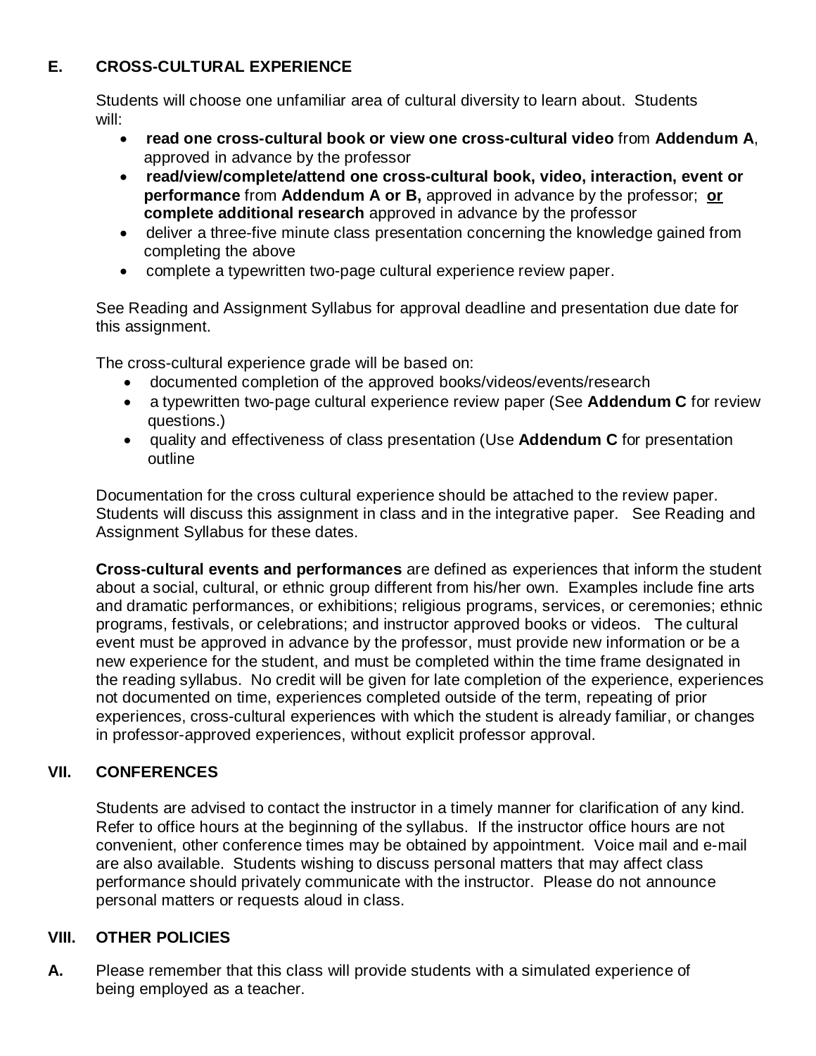### E. CROSS-CULTURAL EXPERIENCE

Students will choose one unfamiliar area of cultural diversity to learn about. Students will:

- **read one cross-cultural book or view one cross-cultural video** from **Addendum A**, approved in advance by the professor
- **read/view/complete/attend one cross-cultural book, video, interaction, event or performance** from **Addendum A or B,** approved in advance by the professor; **or complete additional research** approved in advance by the professor
- deliver a three-five minute class presentation concerning the knowledge gained from completing the above
- complete a typewritten two-page cultural experience review paper.

See Reading and Assignment Syllabus for approval deadline and presentation due date for this assignment.

The cross-cultural experience grade will be based on:

- documented completion of the approved books/videos/events/research
- a typewritten two-page cultural experience review paper (See **Addendum C** for review questions.)
- quality and effectiveness of class presentation (Use **Addendum C** for presentation outline

Documentation for the cross cultural experience should be attached to the review paper. Students will discuss this assignment in class and in the integrative paper. See Reading and Assignment Syllabus for these dates.

**Cross-cultural events and performances** are defined as experiences that inform the student about a social, cultural, or ethnic group different from his/her own. Examples include fine arts and dramatic performances, or exhibitions; religious programs, services, or ceremonies; ethnic programs, festivals, or celebrations; and instructor approved books or videos. The cultural event must be approved in advance by the professor, must provide new information or be a new experience for the student, and must be completed within the time frame designated in the reading syllabus. No credit will be given for late completion of the experience, experiences not documented on time, experiences completed outside of the term, repeating of prior experiences, cross-cultural experiences with which the student is already familiar, or changes in professor-approved experiences, without explicit professor approval.

## VII. CONFERENCES

Students are advised to contact the instructor in a timely manner for clarification of any kind. Refer to office hours at the beginning of the syllabus. If the instructor office hours are not convenient, other conference times may be obtained by appointment. Voice mail and e-mail are also available. Students wishing to discuss personal matters that may affect class performance should privately communicate with the instructor. Please do not announce personal matters or requests aloud in class.

## VIII. OTHER POLICIES

**A.** Please remember that this class will provide students with a simulated experience of being employed as a teacher.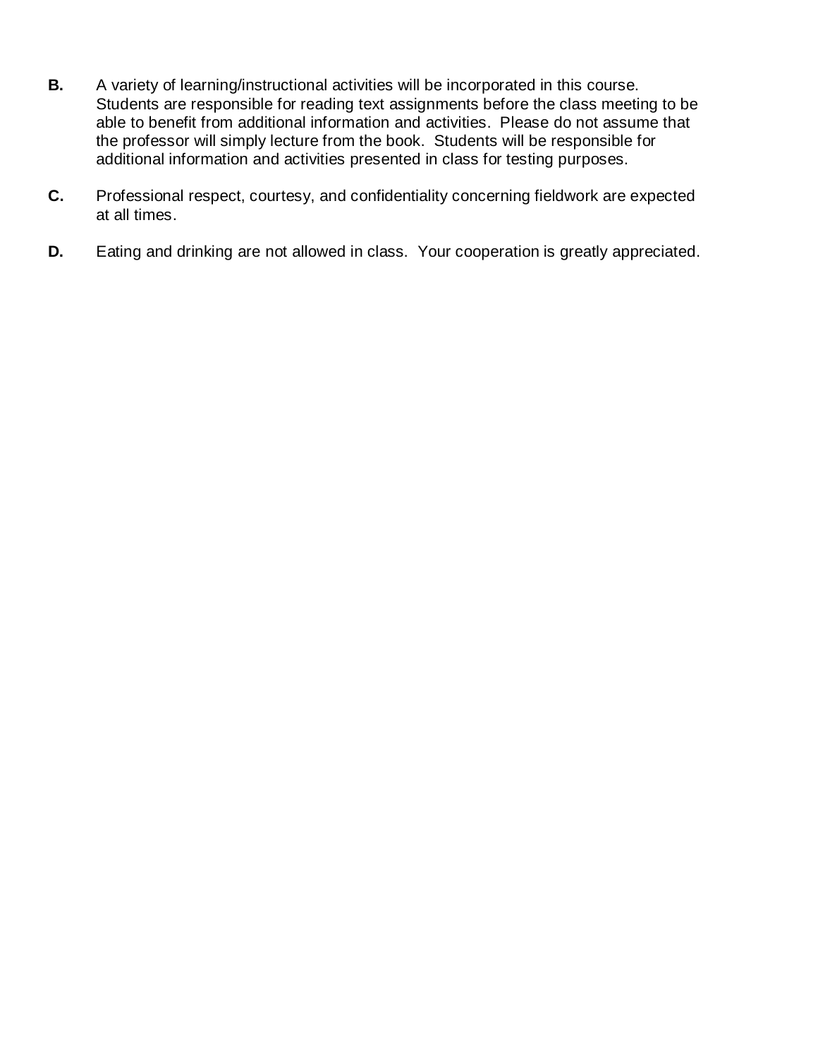**B.** A variety of learning/instructional activities will be incorporated in this course. Students are responsible for reading text assignments before the class meeting to be able to benefit from additional information and activities. Please do not assume that the professor will simply lecture from the book. Students will be responsible for additional information and activities presented in class for testing purposes.

**C.** Professional respect, courtesy, and confidentiality concerning fieldwork are expected at all times.

**D.** Eating and drinking are not allowed in class. Your cooperation is greatly appreciated.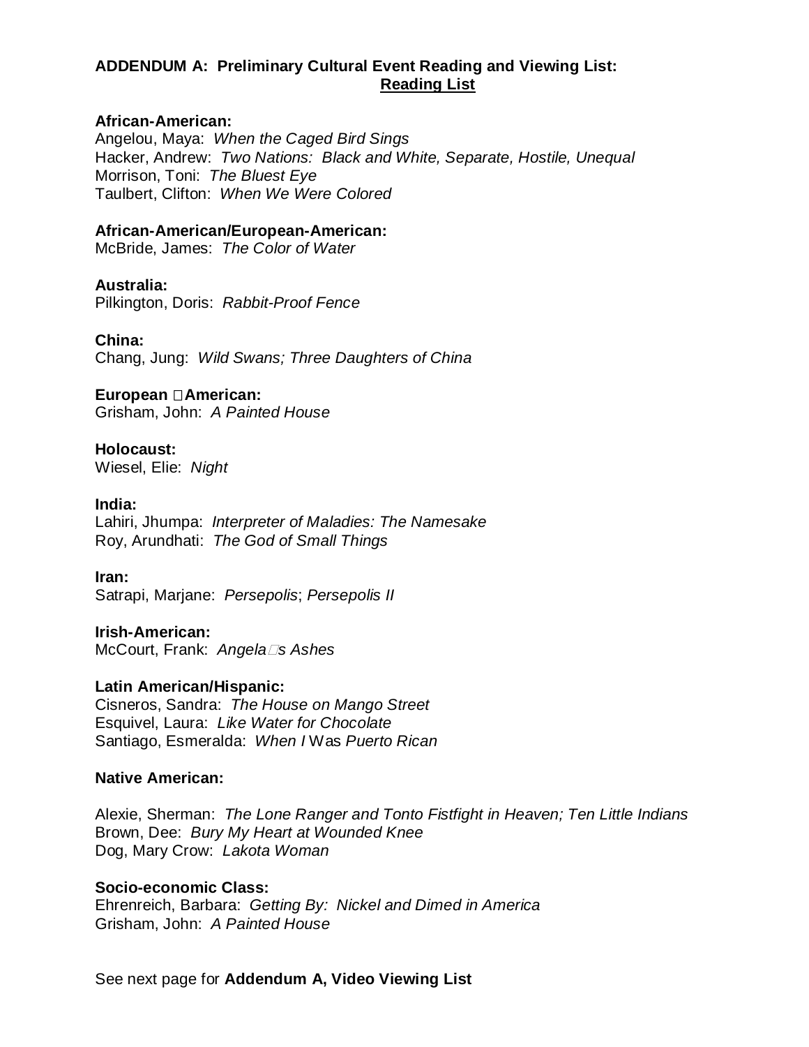**ADDENDUM A: Preliminary Cultural Event Reading and Viewing List:**
**Reading List**

**African-American:**
Angelou, Maya: *When the Caged Bird Sings*
Hacker, Andrew: *Two Nations: Black and White, Separate, Hostile, Unequal*
Morrison, Toni: *The Bluest Eye*
Taulbert, Clifton: *When We Were Colored*

**African-American/European-American:**
McBride, James: *The Color of Water*

**Australia:**
Pilkington, Doris: *Rabbit-Proof Fence*

**China:**
Chang, Jung: *Wild Swans; Three Daughters of China*

**European American:**
Grisham, John: *A Painted House*

**Holocaust:**
Wiesel, Elie: *Night*

**India:**
Lahiri, Jhumpa: *Interpreter of Maladies: The Namesake*
Roy, Arundhati: *The God of Small Things*

**Iran:**
Satrapi, Marjane: *Persepolis*; *Persepolis II*

**Irish-American:**
McCourt, Frank: *Angela's Ashes*

**Latin American/Hispanic:**
Cisneros, Sandra: *The House on Mango Street*
Esquivel, Laura: *Like Water for Chocolate*
Santiago, Esmeralda: *When I* Was *Puerto Rican*

**Native American:**

Alexie, Sherman: *The Lone Ranger and Tonto Fistfight in Heaven; Ten Little Indians*
Brown, Dee: *Bury My Heart at Wounded Knee*
Dog, Mary Crow: *Lakota Woman*

**Socio-economic Class:**
Ehrenreich, Barbara: *Getting By: Nickel and Dimed in America*
Grisham, John: *A Painted House*

See next page for **Addendum A, Video Viewing List**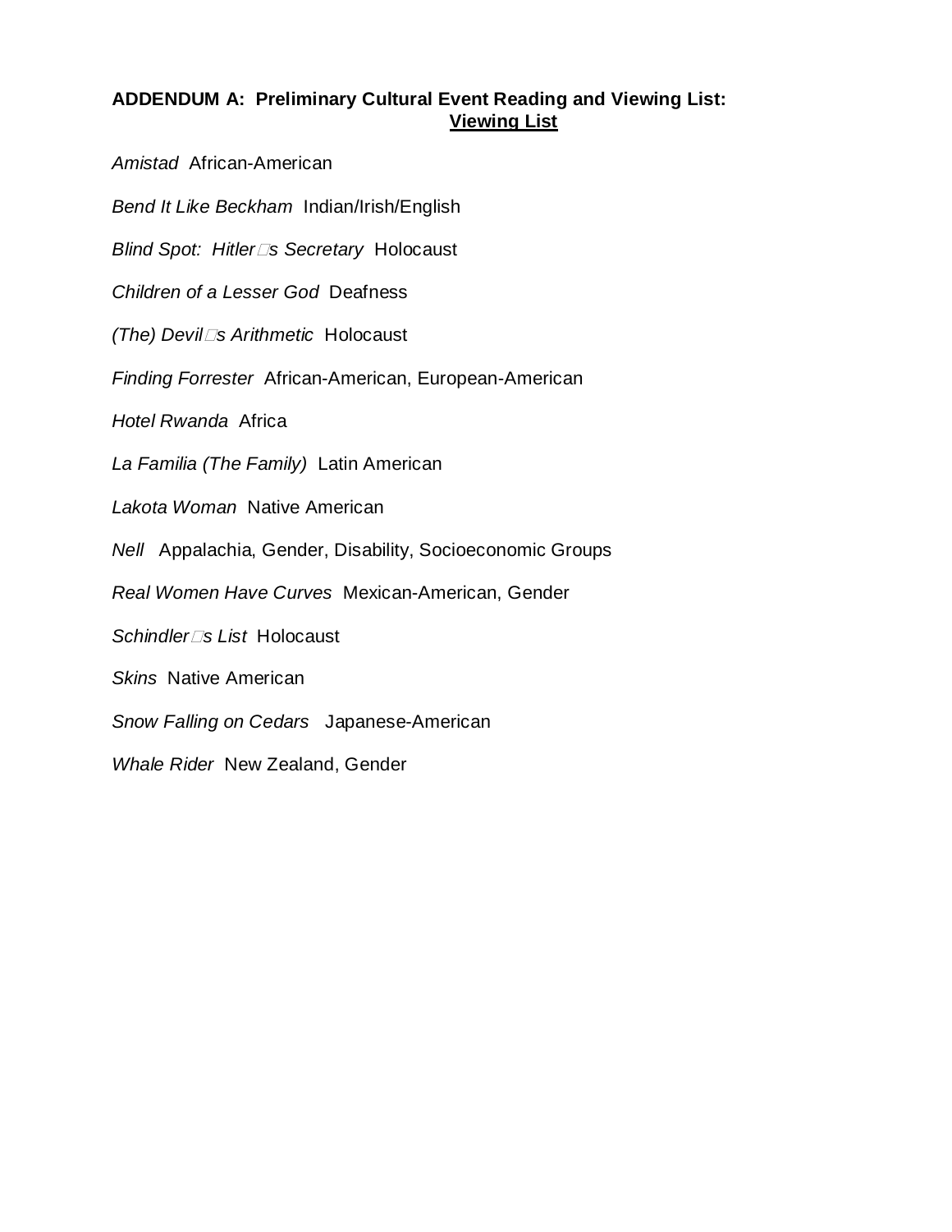**ADDENDUM A: Preliminary Cultural Event Reading and Viewing List:**

**Viewing List**

*Amistad* African-American

*Bend It Like Beckham* Indian/Irish/English

*Blind Spot: Hitler's Secretary* Holocaust

*Children of a Lesser God* Deafness

*(The) Devil's Arithmetic* Holocaust

*Finding Forrester* African-American, European-American

*Hotel Rwanda* Africa

*La Familia (The Family)* Latin American

*Lakota Woman* Native American

*Nell* Appalachia, Gender, Disability, Socioeconomic Groups

*Real Women Have Curves* Mexican-American, Gender

*Schindler's List* Holocaust

*Skins* Native American

*Snow Falling on Cedars* Japanese-American

*Whale Rider* New Zealand, Gender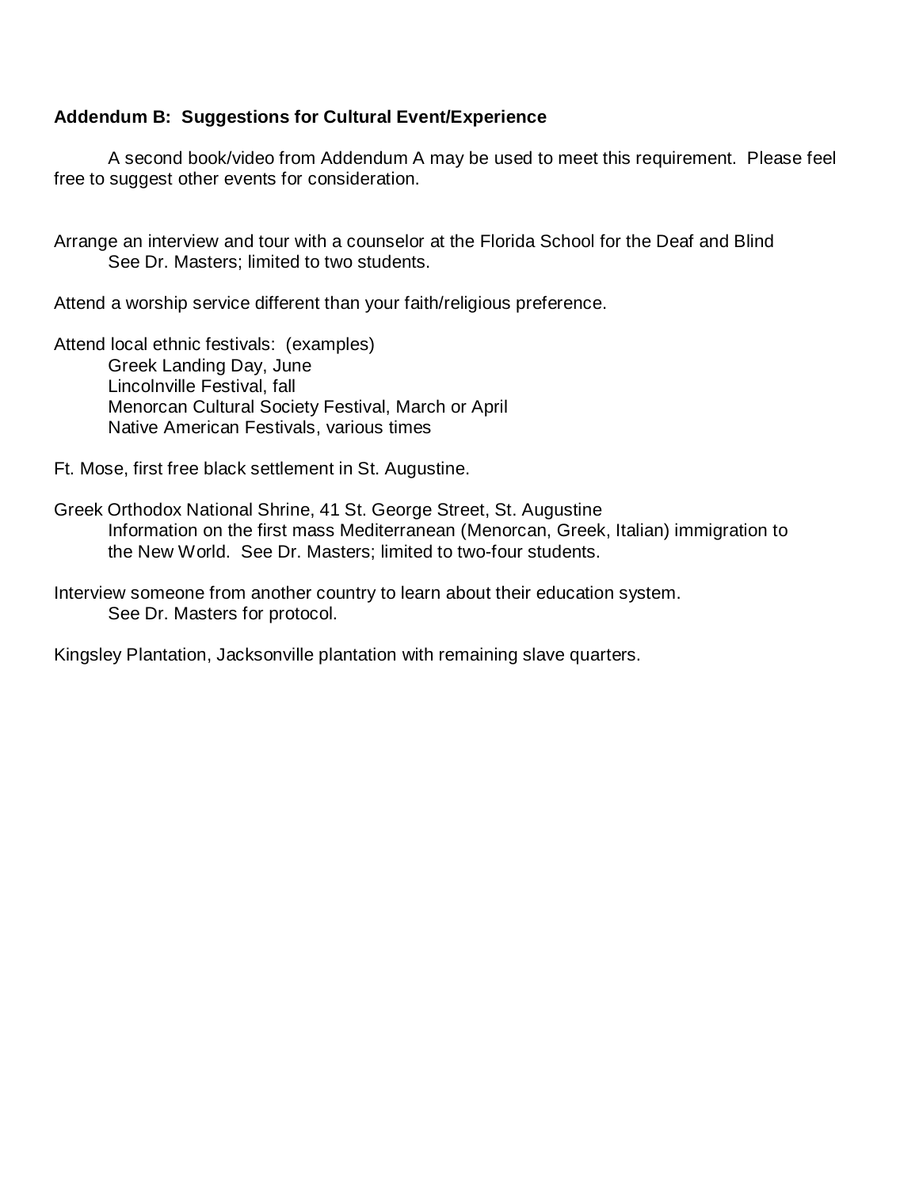**Addendum B: Suggestions for Cultural Event/Experience**

A second book/video from Addendum A may be used to meet this requirement. Please feel free to suggest other events for consideration.

Arrange an interview and tour with a counselor at the Florida School for the Deaf and Blind
&nbsp;&nbsp;&nbsp;&nbsp;See Dr. Masters; limited to two students.

Attend a worship service different than your faith/religious preference.

Attend local ethnic festivals: (examples)
&nbsp;&nbsp;&nbsp;&nbsp;Greek Landing Day, June
&nbsp;&nbsp;&nbsp;&nbsp;Lincolnville Festival, fall
&nbsp;&nbsp;&nbsp;&nbsp;Menorcan Cultural Society Festival, March or April
&nbsp;&nbsp;&nbsp;&nbsp;Native American Festivals, various times

Ft. Mose, first free black settlement in St. Augustine.

Greek Orthodox National Shrine, 41 St. George Street, St. Augustine
&nbsp;&nbsp;&nbsp;&nbsp;Information on the first mass Mediterranean (Menorcan, Greek, Italian) immigration to the New World. See Dr. Masters; limited to two-four students.

Interview someone from another country to learn about their education system.
&nbsp;&nbsp;&nbsp;&nbsp;See Dr. Masters for protocol.

Kingsley Plantation, Jacksonville plantation with remaining slave quarters.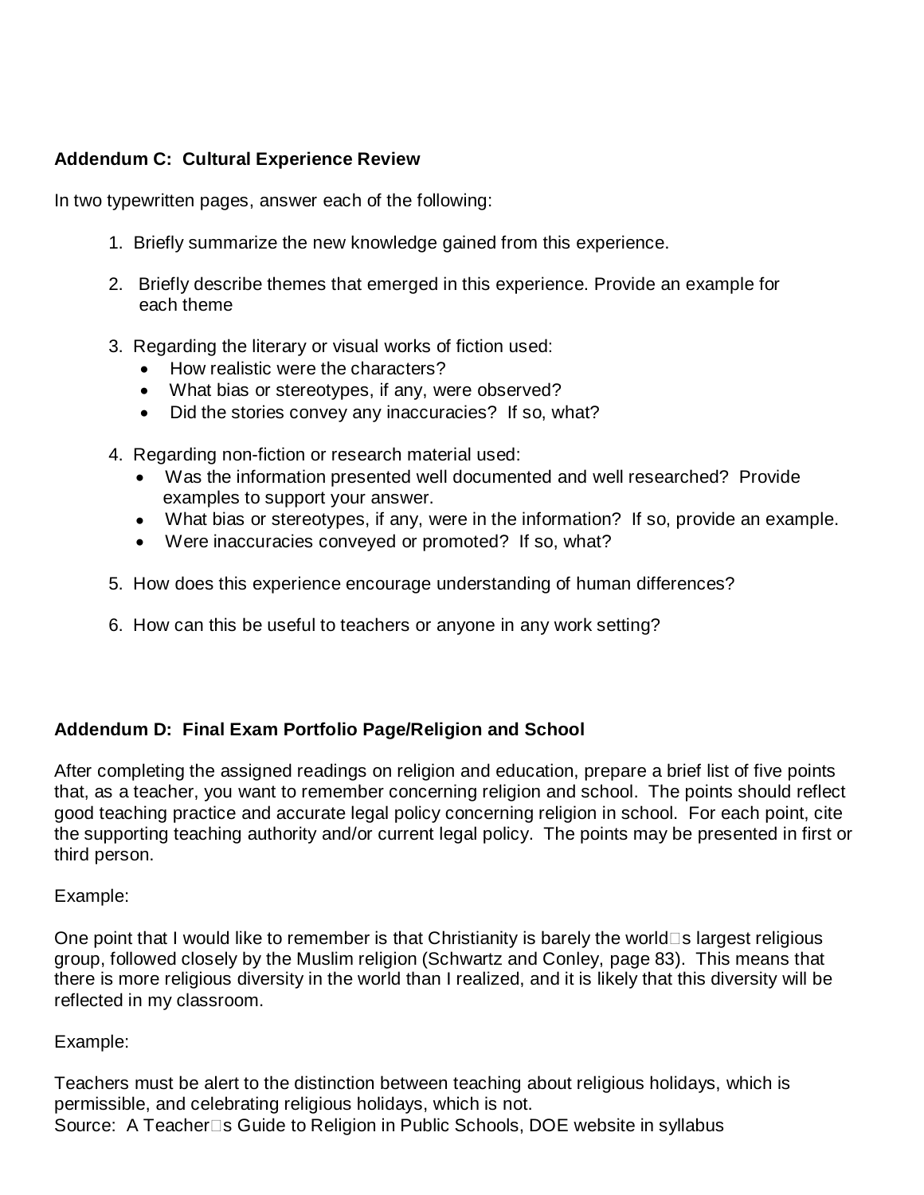**Addendum C: Cultural Experience Review**

In two typewritten pages, answer each of the following:

1. Briefly summarize the new knowledge gained from this experience.

2. Briefly describe themes that emerged in this experience. Provide an example for each theme

3. Regarding the literary or visual works of fiction used:
   - How realistic were the characters?
   - What bias or stereotypes, if any, were observed?
   - Did the stories convey any inaccuracies? If so, what?

4. Regarding non-fiction or research material used:
   - Was the information presented well documented and well researched? Provide examples to support your answer.
   - What bias or stereotypes, if any, were in the information? If so, provide an example.
   - Were inaccuracies conveyed or promoted? If so, what?

5. How does this experience encourage understanding of human differences?

6. How can this be useful to teachers or anyone in any work setting?

**Addendum D: Final Exam Portfolio Page/Religion and School**

After completing the assigned readings on religion and education, prepare a brief list of five points that, as a teacher, you want to remember concerning religion and school. The points should reflect good teaching practice and accurate legal policy concerning religion in school. For each point, cite the supporting teaching authority and/or current legal policy. The points may be presented in first or third person.

Example:

One point that I would like to remember is that Christianity is barely the world□s largest religious group, followed closely by the Muslim religion (Schwartz and Conley, page 83). This means that there is more religious diversity in the world than I realized, and it is likely that this diversity will be reflected in my classroom.

Example:

Teachers must be alert to the distinction between teaching about religious holidays, which is permissible, and celebrating religious holidays, which is not.
Source: A Teacher□s Guide to Religion in Public Schools, DOE website in syllabus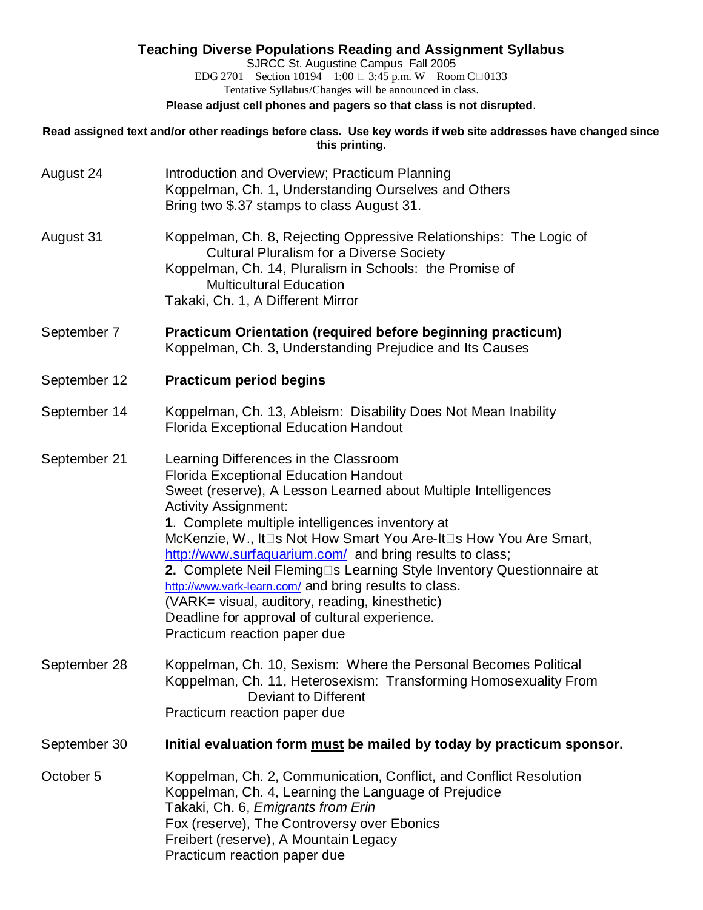# Teaching Diverse Populations Reading and Assignment Syllabus

SJRCC St. Augustine Campus Fall 2005

EDG 2701 Section 10194 1:00 – 3:45 p.m. W Room C–0133

Tentative Syllabus/Changes will be announced in class.

**Please adjust cell phones and pagers so that class is not disrupted**.

**Read assigned text and/or other readings before class. Use key words if web site addresses have changed since this printing.**

| | |
|---|---|
| August 24 | Introduction and Overview; Practicum Planning<br>Koppelman, Ch. 1, Understanding Ourselves and Others<br>Bring two $.37 stamps to class August 31. |
| August 31 | Koppelman, Ch. 8, Rejecting Oppressive Relationships: The Logic of Cultural Pluralism for a Diverse Society<br>Koppelman, Ch. 14, Pluralism in Schools: the Promise of Multicultural Education<br>Takaki, Ch. 1, A Different Mirror |
| September 7 | **Practicum Orientation (required before beginning practicum)**<br>Koppelman, Ch. 3, Understanding Prejudice and Its Causes |
| September 12 | **Practicum period begins** |
| September 14 | Koppelman, Ch. 13, Ableism: Disability Does Not Mean Inability<br>Florida Exceptional Education Handout |
| September 21 | Learning Differences in the Classroom<br>Florida Exceptional Education Handout<br>Sweet (reserve), A Lesson Learned about Multiple Intelligences<br>Activity Assignment:<br>**1**. Complete multiple intelligences inventory at McKenzie, W., It's Not How Smart You Are-It's How You Are Smart, http://www.surfaquarium.com/ and bring results to class;<br>**2.** Complete Neil Fleming's Learning Style Inventory Questionnaire at http://www.vark-learn.com/ and bring results to class.<br>(VARK= visual, auditory, reading, kinesthetic)<br>Deadline for approval of cultural experience.<br>Practicum reaction paper due |
| September 28 | Koppelman, Ch. 10, Sexism: Where the Personal Becomes Political<br>Koppelman, Ch. 11, Heterosexism: Transforming Homosexuality From Deviant to Different<br>Practicum reaction paper due |
| September 30 | **Initial evaluation form <u>must</u> be mailed by today by practicum sponsor.** |
| October 5 | Koppelman, Ch. 2, Communication, Conflict, and Conflict Resolution<br>Koppelman, Ch. 4, Learning the Language of Prejudice<br>Takaki, Ch. 6, *Emigrants from Erin*<br>Fox (reserve), The Controversy over Ebonics<br>Freibert (reserve), A Mountain Legacy<br>Practicum reaction paper due |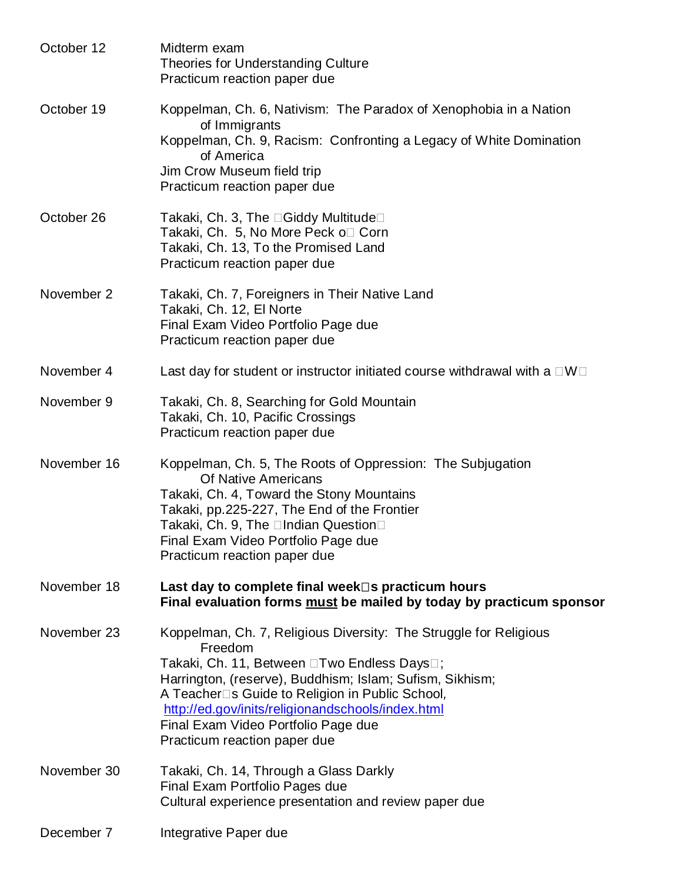| | |
|---|---|
| October 12 | Midterm exam<br>Theories for Understanding Culture<br>Practicum reaction paper due |
| October 19 | Koppelman, Ch. 6, Nativism: The Paradox of Xenophobia in a Nation of Immigrants<br>Koppelman, Ch. 9, Racism: Confronting a Legacy of White Domination of America<br>Jim Crow Museum field trip<br>Practicum reaction paper due |
| October 26 | Takaki, Ch. 3, The "Giddy Multitude"<br>Takaki, Ch. 5, No More Peck o' Corn<br>Takaki, Ch. 13, To the Promised Land<br>Practicum reaction paper due |
| November 2 | Takaki, Ch. 7, Foreigners in Their Native Land<br>Takaki, Ch. 12, El Norte<br>Final Exam Video Portfolio Page due<br>Practicum reaction paper due |
| November 4 | Last day for student or instructor initiated course withdrawal with a "W" |
| November 9 | Takaki, Ch. 8, Searching for Gold Mountain<br>Takaki, Ch. 10, Pacific Crossings<br>Practicum reaction paper due |
| November 16 | Koppelman, Ch. 5, The Roots of Oppression: The Subjugation Of Native Americans<br>Takaki, Ch. 4, Toward the Stony Mountains<br>Takaki, pp.225-227, The End of the Frontier<br>Takaki, Ch. 9, The "Indian Question"<br>Final Exam Video Portfolio Page due<br>Practicum reaction paper due |
| November 18 | **Last day to complete final week's practicum hours**<br>**Final evaluation forms must be mailed by today by practicum sponsor** |
| November 23 | Koppelman, Ch. 7, Religious Diversity: The Struggle for Religious Freedom<br>Takaki, Ch. 11, Between "Two Endless Days";<br>Harrington, (reserve), Buddhism; Islam; Sufism, Sikhism;<br>A Teacher's Guide to Religion in Public School,<br>http://ed.gov/inits/religionandschools/index.html<br>Final Exam Video Portfolio Page due<br>Practicum reaction paper due |
| November 30 | Takaki, Ch. 14, Through a Glass Darkly<br>Final Exam Portfolio Pages due<br>Cultural experience presentation and review paper due |
| December 7 | Integrative Paper due |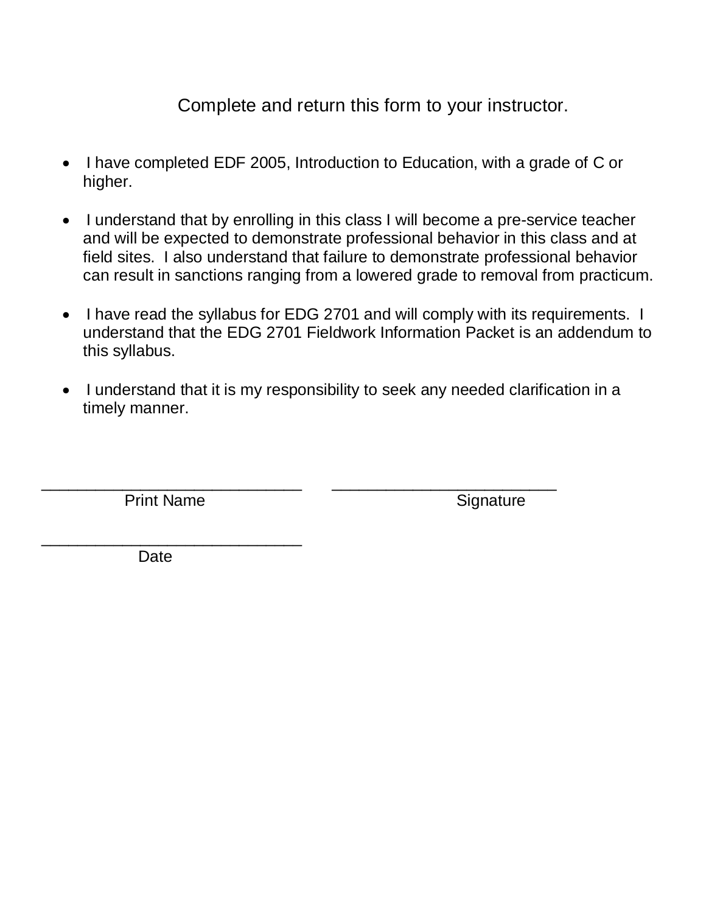Complete and return this form to your instructor.

- I have completed EDF 2005, Introduction to Education, with a grade of C or higher.
- I understand that by enrolling in this class I will become a pre-service teacher and will be expected to demonstrate professional behavior in this class and at field sites. I also understand that failure to demonstrate professional behavior can result in sanctions ranging from a lowered grade to removal from practicum.
- I have read the syllabus for EDG 2701 and will comply with its requirements. I understand that the EDG 2701 Fieldwork Information Packet is an addendum to this syllabus.
- I understand that it is my responsibility to seek any needed clarification in a timely manner.

\_\_\_\_\_\_\_\_\_\_\_\_\_\_\_\_\_\_\_\_\_\_\_\_\_\_\_\_ \_\_\_\_\_\_\_\_\_\_\_\_\_\_\_\_\_\_\_\_\_\_\_\_\_\_\_\_

Print Name Signature

\_\_\_\_\_\_\_\_\_\_\_\_\_\_\_\_\_\_\_\_\_\_\_\_\_\_\_\_

Date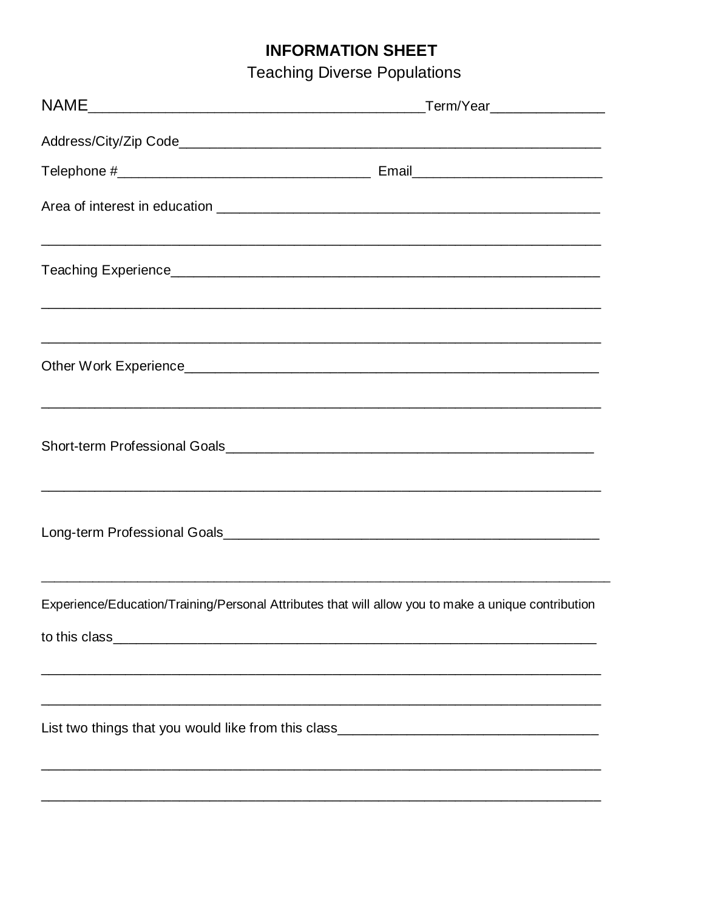# INFORMATION SHEET

Teaching Diverse Populations

NAME_________________________________________Term/Year______________

Address/City/Zip Code________________________________________________________

Telephone #________________________________ Email________________________

Area of interest in education ___________________________________________________

_________________________________________________________________________

Teaching Experience__________________________________________________________

_________________________________________________________________________

_________________________________________________________________________

Other Work Experience________________________________________________________

_________________________________________________________________________

Short-term Professional Goals_________________________________________________

_________________________________________________________________________

Long-term Professional Goals_________________________________________________

_________________________________________________________________________

Experience/Education/Training/Personal Attributes that will allow you to make a unique contribution to this class_________________________________________________________________

_________________________________________________________________________

_________________________________________________________________________

List two things that you would like from this class___________________________________

_________________________________________________________________________

_________________________________________________________________________